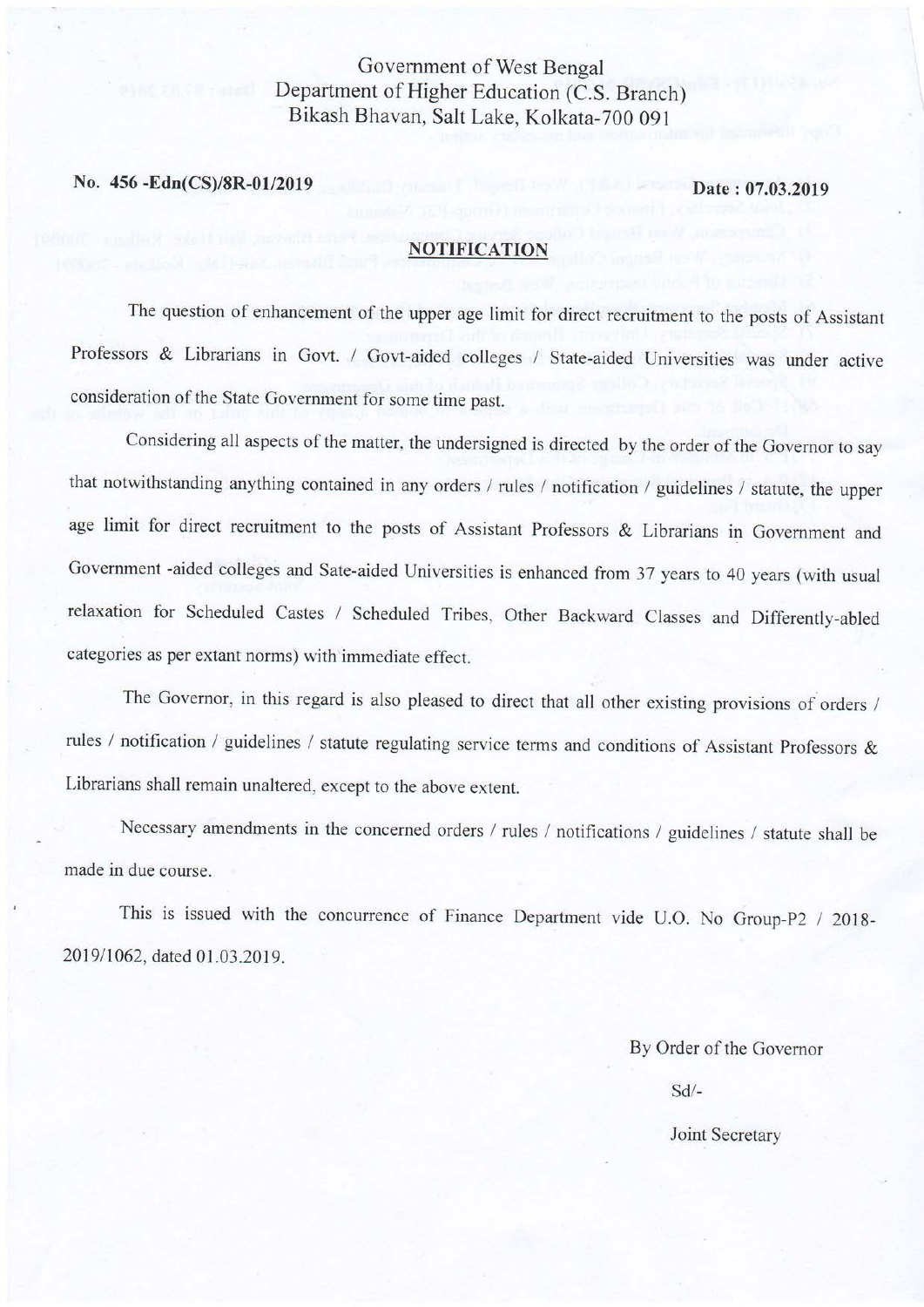Government of West Bengal
Department of Higher Education (C.S. Branch)
Bikash Bhavan, Salt Lake, Kolkata-700 091

**No. 456 -Edn(CS)/8R-01/2019** **Date : 07.03.2019**

## NOTIFICATION

The question of enhancement of the upper age limit for direct recruitment to the posts of Assistant Professors & Librarians in Govt. / Govt-aided colleges / State-aided Universities was under active consideration of the State Government for some time past.

Considering all aspects of the matter, the undersigned is directed by the order of the Governor to say that notwithstanding anything contained in any orders / rules / notification / guidelines / statute, the upper age limit for direct recruitment to the posts of Assistant Professors & Librarians in Government and Government -aided colleges and Sate-aided Universities is enhanced from 37 years to 40 years (with usual relaxation for Scheduled Castes / Scheduled Tribes, Other Backward Classes and Differently-abled categories as per extant norms) with immediate effect.

The Governor, in this regard is also pleased to direct that all other existing provisions of orders / rules / notification / guidelines / statute regulating service terms and conditions of Assistant Professors & Librarians shall remain unaltered, except to the above extent.

Necessary amendments in the concerned orders / rules / notifications / guidelines / statute shall be made in due course.

This is issued with the concurrence of Finance Department vide U.O. No Group-P2 / 2018-2019/1062, dated 01.03.2019.

By Order of the Governor

Sd/-

Joint Secretary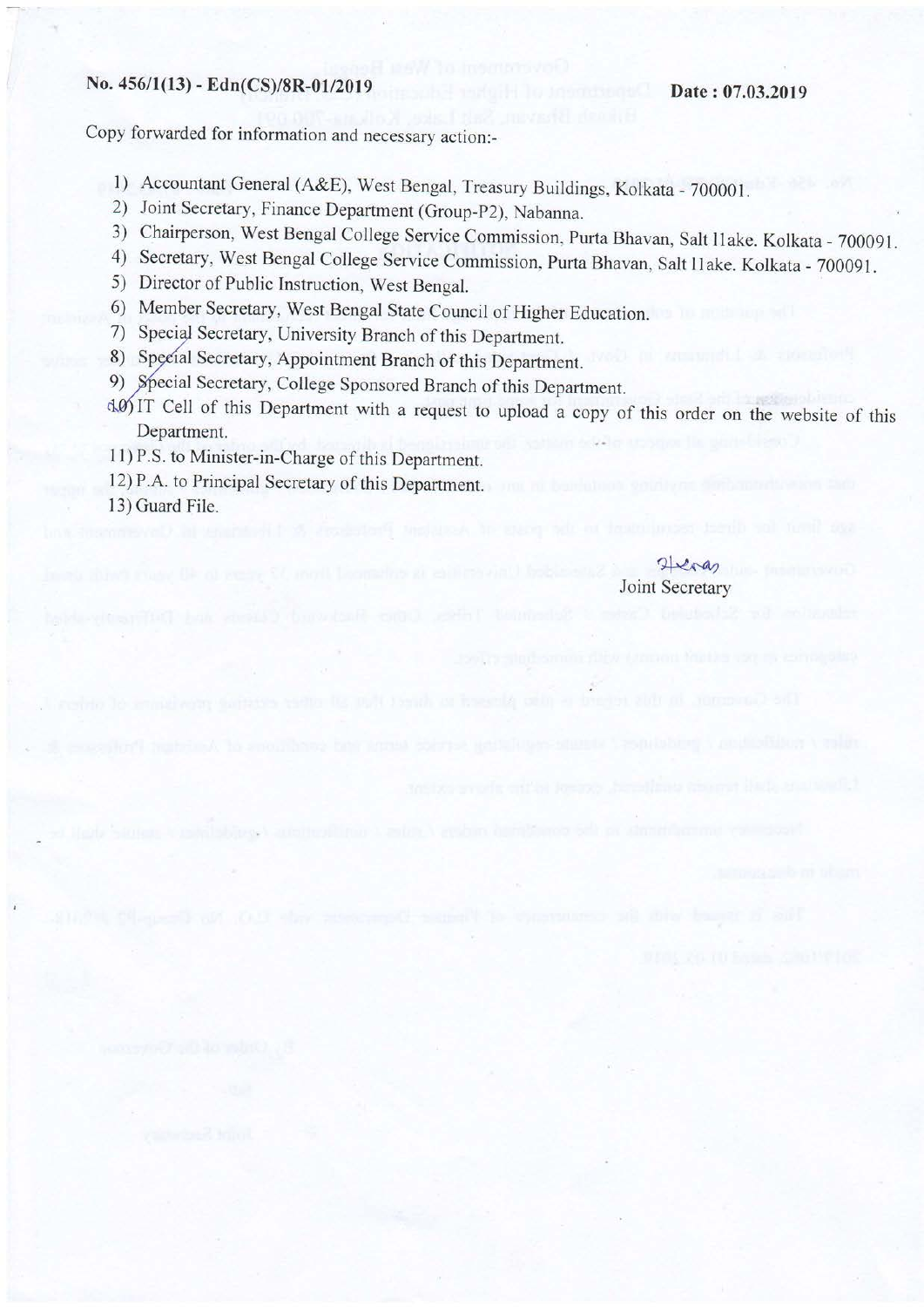No. 456/1(13) - Edn(CS)/8R-01/2019

Date : 07.03.2019

Copy forwarded for information and necessary action:-

1) Accountant General (A&E), West Bengal, Treasury Buildings, Kolkata - 700001.
2) Joint Secretary, Finance Department (Group-P2), Nabanna.
3) Chairperson, West Bengal College Service Commission, Purta Bhavan, Salt Llake. Kolkata - 700091.
4) Secretary, West Bengal College Service Commission, Purta Bhavan, Salt Llake. Kolkata - 700091.
5) Director of Public Instruction, West Bengal.
6) Member Secretary, West Bengal State Council of Higher Education.
7) Special Secretary, University Branch of this Department.
8) Special Secretary, Appointment Branch of this Department.
9) Special Secretary, College Sponsored Branch of this Department.
10) IT Cell of this Department with a request to upload a copy of this order on the website of this Department.
11) P.S. to Minister-in-Charge of this Department.
12) P.A. to Principal Secretary of this Department.
13) Guard File.

Joint Secretary